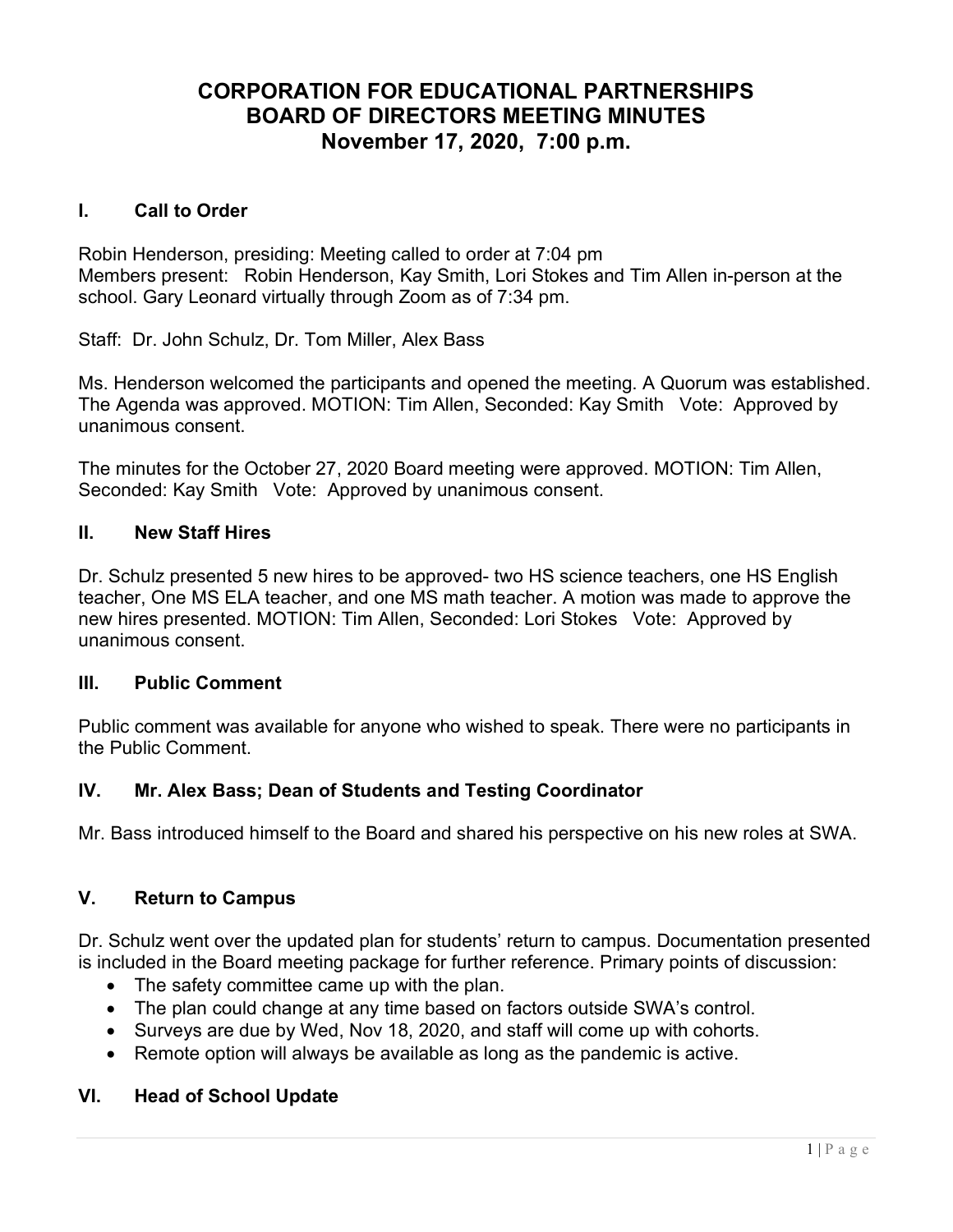# CORPORATION FOR EDUCATIONAL PARTNERSHIPS
# BOARD OF DIRECTORS MEETING MINUTES
# November 17, 2020, 7:00 p.m.

## I. Call to Order

Robin Henderson, presiding: Meeting called to order at 7:04 pm
Members present: Robin Henderson, Kay Smith, Lori Stokes and Tim Allen in-person at the school. Gary Leonard virtually through Zoom as of 7:34 pm.

Staff: Dr. John Schulz, Dr. Tom Miller, Alex Bass

Ms. Henderson welcomed the participants and opened the meeting. A Quorum was established. The Agenda was approved. MOTION: Tim Allen, Seconded: Kay Smith Vote: Approved by unanimous consent.

The minutes for the October 27, 2020 Board meeting were approved. MOTION: Tim Allen, Seconded: Kay Smith Vote: Approved by unanimous consent.

## II. New Staff Hires

Dr. Schulz presented 5 new hires to be approved- two HS science teachers, one HS English teacher, One MS ELA teacher, and one MS math teacher. A motion was made to approve the new hires presented. MOTION: Tim Allen, Seconded: Lori Stokes Vote: Approved by unanimous consent.

## III. Public Comment

Public comment was available for anyone who wished to speak. There were no participants in the Public Comment.

## IV. Mr. Alex Bass; Dean of Students and Testing Coordinator

Mr. Bass introduced himself to the Board and shared his perspective on his new roles at SWA.

## V. Return to Campus

Dr. Schulz went over the updated plan for students' return to campus. Documentation presented is included in the Board meeting package for further reference. Primary points of discussion:

- The safety committee came up with the plan.
- The plan could change at any time based on factors outside SWA's control.
- Surveys are due by Wed, Nov 18, 2020, and staff will come up with cohorts.
- Remote option will always be available as long as the pandemic is active.

## VI. Head of School Update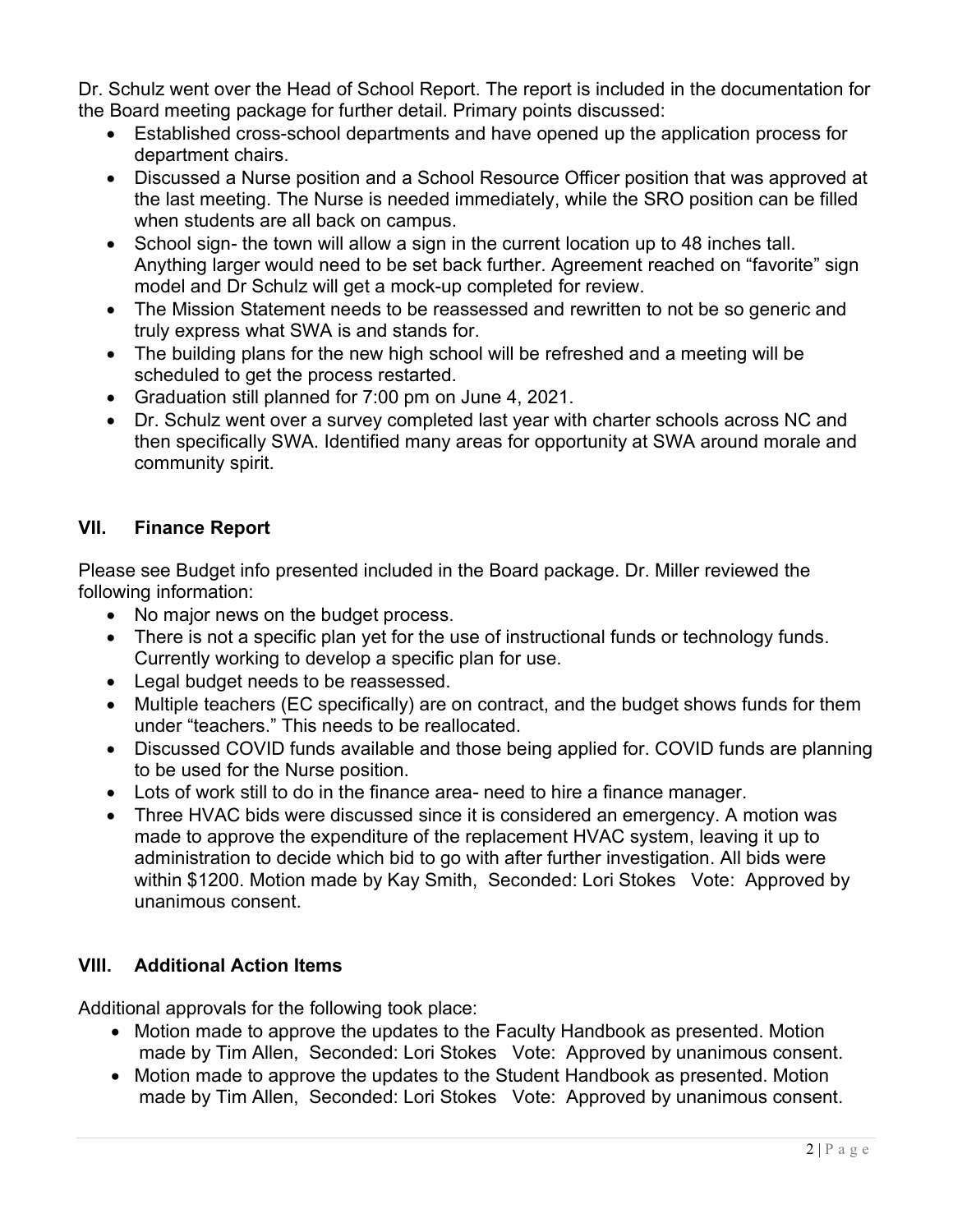Dr. Schulz went over the Head of School Report. The report is included in the documentation for the Board meeting package for further detail. Primary points discussed:

- Established cross-school departments and have opened up the application process for department chairs.
- Discussed a Nurse position and a School Resource Officer position that was approved at the last meeting. The Nurse is needed immediately, while the SRO position can be filled when students are all back on campus.
- School sign- the town will allow a sign in the current location up to 48 inches tall. Anything larger would need to be set back further. Agreement reached on "favorite" sign model and Dr Schulz will get a mock-up completed for review.
- The Mission Statement needs to be reassessed and rewritten to not be so generic and truly express what SWA is and stands for.
- The building plans for the new high school will be refreshed and a meeting will be scheduled to get the process restarted.
- Graduation still planned for 7:00 pm on June 4, 2021.
- Dr. Schulz went over a survey completed last year with charter schools across NC and then specifically SWA. Identified many areas for opportunity at SWA around morale and community spirit.

## VII. Finance Report

Please see Budget info presented included in the Board package. Dr. Miller reviewed the following information:

- No major news on the budget process.
- There is not a specific plan yet for the use of instructional funds or technology funds. Currently working to develop a specific plan for use.
- Legal budget needs to be reassessed.
- Multiple teachers (EC specifically) are on contract, and the budget shows funds for them under "teachers." This needs to be reallocated.
- Discussed COVID funds available and those being applied for. COVID funds are planning to be used for the Nurse position.
- Lots of work still to do in the finance area- need to hire a finance manager.
- Three HVAC bids were discussed since it is considered an emergency. A motion was made to approve the expenditure of the replacement HVAC system, leaving it up to administration to decide which bid to go with after further investigation. All bids were within $1200. Motion made by Kay Smith, Seconded: Lori Stokes Vote: Approved by unanimous consent.

## VIII. Additional Action Items

Additional approvals for the following took place:

- Motion made to approve the updates to the Faculty Handbook as presented. Motion made by Tim Allen, Seconded: Lori Stokes Vote: Approved by unanimous consent.
- Motion made to approve the updates to the Student Handbook as presented. Motion made by Tim Allen, Seconded: Lori Stokes Vote: Approved by unanimous consent.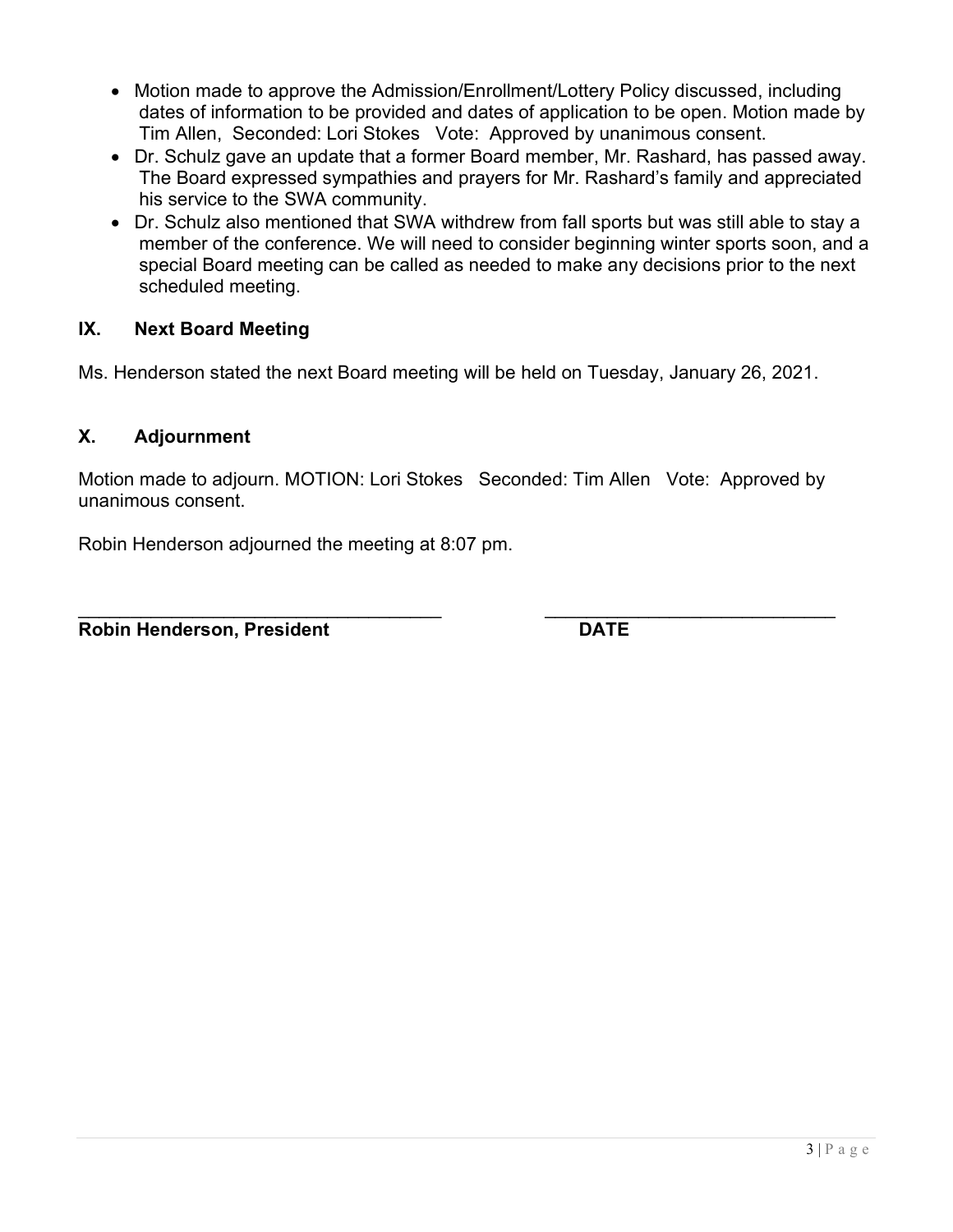- Motion made to approve the Admission/Enrollment/Lottery Policy discussed, including dates of information to be provided and dates of application to be open. Motion made by Tim Allen, Seconded: Lori Stokes Vote: Approved by unanimous consent.
- Dr. Schulz gave an update that a former Board member, Mr. Rashard, has passed away. The Board expressed sympathies and prayers for Mr. Rashard's family and appreciated his service to the SWA community.
- Dr. Schulz also mentioned that SWA withdrew from fall sports but was still able to stay a member of the conference. We will need to consider beginning winter sports soon, and a special Board meeting can be called as needed to make any decisions prior to the next scheduled meeting.

## IX. Next Board Meeting

Ms. Henderson stated the next Board meeting will be held on Tuesday, January 26, 2021.

## X. Adjournment

Motion made to adjourn. MOTION: Lori Stokes Seconded: Tim Allen Vote: Approved by unanimous consent.

Robin Henderson adjourned the meeting at 8:07 pm.

\_\_\_\_\_\_\_\_\_\_\_\_\_\_\_\_\_\_\_\_\_\_\_\_\_\_\_\_\_\_\_\_\_\_\_\_\_ \_\_\_\_\_\_\_\_\_\_\_\_\_\_\_\_\_\_\_\_\_\_\_\_\_\_\_\_\_\_

**Robin Henderson, President** **DATE**